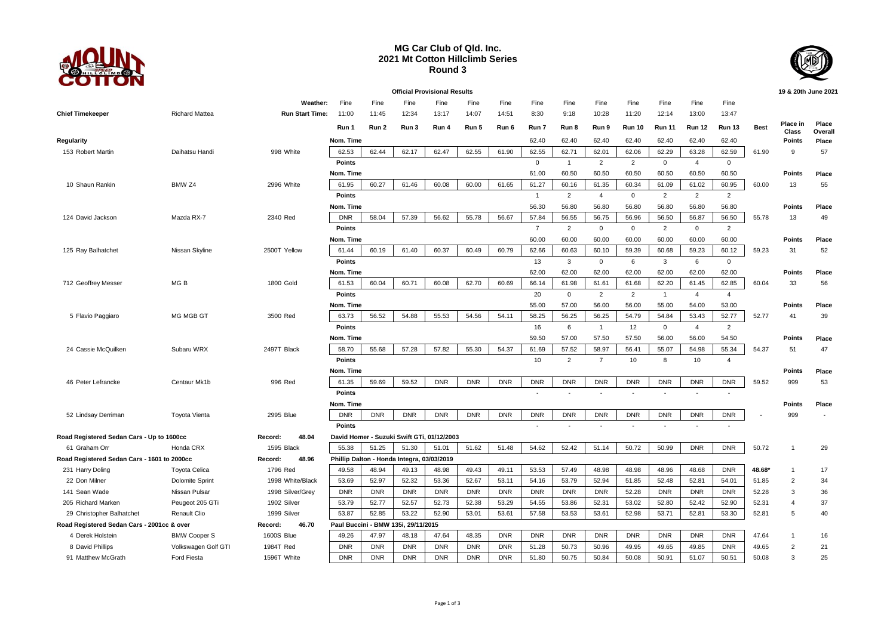# MG Car Club of Qld. Inc.
# 2021 Mt Cotton Hillclimb Series
# Round 3

**Official Provisional Results** — 19 & 20th June 2021

| | | | Weather: | Fine | Fine | Fine | Fine | Fine | Fine | Fine | Fine | Fine | Fine | Fine | Fine | Fine | | | |
|---|---|---|---|---|---|---|---|---|---|---|---|---|---|---|---|---|---|---|---|
| Chief Timekeeper | Richard Mattea | | Run Start Time: | 11:00 | 11:45 | 12:34 | 13:17 | 14:07 | 14:51 | 8:30 | 9:18 | 10:28 | 11:20 | 12:14 | 13:00 | 13:47 | | | |
| | | | | Run 1 | Run 2 | Run 3 | Run 4 | Run 5 | Run 6 | Run 7 | Run 8 | Run 9 | Run 10 | Run 11 | Run 12 | Run 13 | Best | Place in Class | Place Overall |
| **Regularity** | | | Nom. Time | | | | | | | 62.40 | 62.40 | 62.40 | 62.40 | 62.40 | 62.40 | 62.40 | | Points | Place |
| 153 Robert Martin | Daihatsu Handi | 998 White | | 62.53 | 62.44 | 62.17 | 62.47 | 62.55 | 61.90 | 62.55 | 62.71 | 62.01 | 62.06 | 62.29 | 63.28 | 62.59 | 61.90 | 9 | 57 |
| | | | Points | | | | | | | 0 | 1 | 2 | 2 | 0 | 4 | 0 | | | |
| | | | Nom. Time | | | | | | | 61.00 | 60.50 | 60.50 | 60.50 | 60.50 | 60.50 | 60.50 | | Points | Place |
| 10 Shaun Rankin | BMW Z4 | 2996 White | | 61.95 | 60.27 | 61.46 | 60.08 | 60.00 | 61.65 | 61.27 | 60.16 | 61.35 | 60.34 | 61.09 | 61.02 | 60.95 | 60.00 | 13 | 55 |
| | | | Points | | | | | | | 1 | 2 | 4 | 0 | 2 | 2 | 2 | | | |
| | | | Nom. Time | | | | | | | 56.30 | 56.80 | 56.80 | 56.80 | 56.80 | 56.80 | 56.80 | | Points | Place |
| 124 David Jackson | Mazda RX-7 | 2340 Red | | DNR | 58.04 | 57.39 | 56.62 | 55.78 | 56.67 | 57.84 | 56.55 | 56.75 | 56.96 | 56.50 | 56.87 | 56.50 | 55.78 | 13 | 49 |
| | | | Points | | | | | | | 7 | 2 | 0 | 0 | 2 | 0 | 2 | | | |
| | | | Nom. Time | | | | | | | 60.00 | 60.00 | 60.00 | 60.00 | 60.00 | 60.00 | 60.00 | | Points | Place |
| 125 Ray Balhatchet | Nissan Skyline | 2500T Yellow | | 61.44 | 60.19 | 61.40 | 60.37 | 60.49 | 60.79 | 62.66 | 60.63 | 60.10 | 59.39 | 60.68 | 59.23 | 60.12 | 59.23 | 31 | 52 |
| | | | Points | | | | | | | 13 | 3 | 0 | 6 | 3 | 6 | 0 | | | |
| | | | Nom. Time | | | | | | | 62.00 | 62.00 | 62.00 | 62.00 | 62.00 | 62.00 | 62.00 | | Points | Place |
| 712 Geoffrey Messer | MG B | 1800 Gold | | 61.53 | 60.04 | 60.71 | 60.08 | 62.70 | 60.69 | 66.14 | 61.98 | 61.61 | 61.68 | 62.20 | 61.45 | 62.85 | 60.04 | 33 | 56 |
| | | | Points | | | | | | | 20 | 0 | 2 | 2 | 1 | 4 | 4 | | | |
| | | | Nom. Time | | | | | | | 55.00 | 57.00 | 56.00 | 56.00 | 55.00 | 54.00 | 53.00 | | Points | Place |
| 5 Flavio Paggiaro | MG MGB GT | 3500 Red | | 63.73 | 56.52 | 54.88 | 55.53 | 54.56 | 54.11 | 58.25 | 56.25 | 56.25 | 54.79 | 54.84 | 53.43 | 52.77 | 52.77 | 41 | 39 |
| | | | Points | | | | | | | 16 | 6 | 1 | 12 | 0 | 4 | 2 | | | |
| | | | Nom. Time | | | | | | | 59.50 | 57.00 | 57.50 | 57.50 | 56.00 | 56.00 | 54.50 | | Points | Place |
| 24 Cassie McQuilken | Subaru WRX | 2497T Black | | 58.70 | 55.68 | 57.28 | 57.82 | 55.30 | 54.37 | 61.69 | 57.52 | 58.97 | 56.41 | 55.07 | 54.98 | 55.34 | 54.37 | 51 | 47 |
| | | | Points | | | | | | | 10 | 2 | 7 | 10 | 8 | 10 | 4 | | | |
| | | | Nom. Time | | | | | | | | | | | | | | | Points | Place |
| 46 Peter Lefrancke | Centaur Mk1b | 996 Red | | 61.35 | 59.69 | 59.52 | DNR | DNR | DNR | DNR | DNR | DNR | DNR | DNR | DNR | DNR | 59.52 | 999 | 53 |
| | | | Points | | | | | | | - | - | - | - | - | - | - | | | |
| | | | Nom. Time | | | | | | | | | | | | | | | Points | Place |
| 52 Lindsay Derriman | Toyota Vienta | 2995 Blue | | DNR | DNR | DNR | DNR | DNR | DNR | DNR | DNR | DNR | DNR | DNR | DNR | DNR | - | 999 | - |
| | | | Points | | | | | | | - | - | - | - | - | - | - | | | |
| **Road Registered Sedan Cars - Up to 1600cc** | | Record: 48.04 | | David Homer - Suzuki Swift GTi, 01/12/2003 | | | | | | | | | | | | | | | |
| 61 Graham Orr | Honda CRX | 1595 Black | | 55.38 | 51.25 | 51.30 | 51.01 | 51.62 | 51.48 | 54.62 | 52.42 | 51.14 | 50.72 | 50.99 | DNR | DNR | 50.72 | 1 | 29 |
| **Road Registered Sedan Cars - 1601 to 2000cc** | | Record: 48.96 | | Phillip Dalton - Honda Integra, 03/03/2019 | | | | | | | | | | | | | | | |
| 231 Harry Doling | Toyota Celica | 1796 Red | | 49.58 | 48.94 | 49.13 | 48.98 | 49.43 | 49.11 | 53.53 | 57.49 | 48.98 | 48.98 | 48.96 | 48.68 | DNR | 48.68* | 1 | 17 |
| 22 Don Milner | Dolomite Sprint | 1998 White/Black | | 53.69 | 52.97 | 52.32 | 53.36 | 52.67 | 53.11 | 54.16 | 53.79 | 52.94 | 51.85 | 52.48 | 52.81 | 54.01 | 51.85 | 2 | 34 |
| 141 Sean Wade | Nissan Pulsar | 1998 Silver/Grey | | DNR | DNR | DNR | DNR | DNR | DNR | DNR | DNR | DNR | 52.28 | DNR | DNR | DNR | 52.28 | 3 | 36 |
| 205 Richard Marken | Peugeot 205 GTi | 1902 Silver | | 53.79 | 52.77 | 52.57 | 52.73 | 52.38 | 53.29 | 54.55 | 53.86 | 52.31 | 53.02 | 52.80 | 52.42 | 52.90 | 52.31 | 4 | 37 |
| 29 Christopher Balhatchet | Renault Clio | 1999 Silver | | 53.87 | 52.85 | 53.22 | 52.90 | 53.01 | 53.61 | 57.58 | 53.53 | 53.61 | 52.98 | 53.71 | 52.81 | 53.30 | 52.81 | 5 | 40 |
| **Road Registered Sedan Cars - 2001cc & over** | | Record: 46.70 | | Paul Buccini - BMW 135i, 29/11/2015 | | | | | | | | | | | | | | | |
| 4 Derek Holstein | BMW Cooper S | 1600S Blue | | 49.26 | 47.97 | 48.18 | 47.64 | 48.35 | DNR | DNR | DNR | DNR | DNR | DNR | DNR | DNR | 47.64 | 1 | 16 |
| 8 David Phillips | Volkswagen Golf GTI | 1984T Red | | DNR | DNR | DNR | DNR | DNR | DNR | 51.28 | 50.73 | 50.96 | 49.95 | 49.65 | 49.85 | DNR | 49.65 | 2 | 21 |
| 91 Matthew McGrath | Ford Fiesta | 1596T White | | DNR | DNR | DNR | DNR | DNR | DNR | 51.80 | 50.75 | 50.84 | 50.08 | 50.91 | 51.07 | 50.51 | 50.08 | 3 | 25 |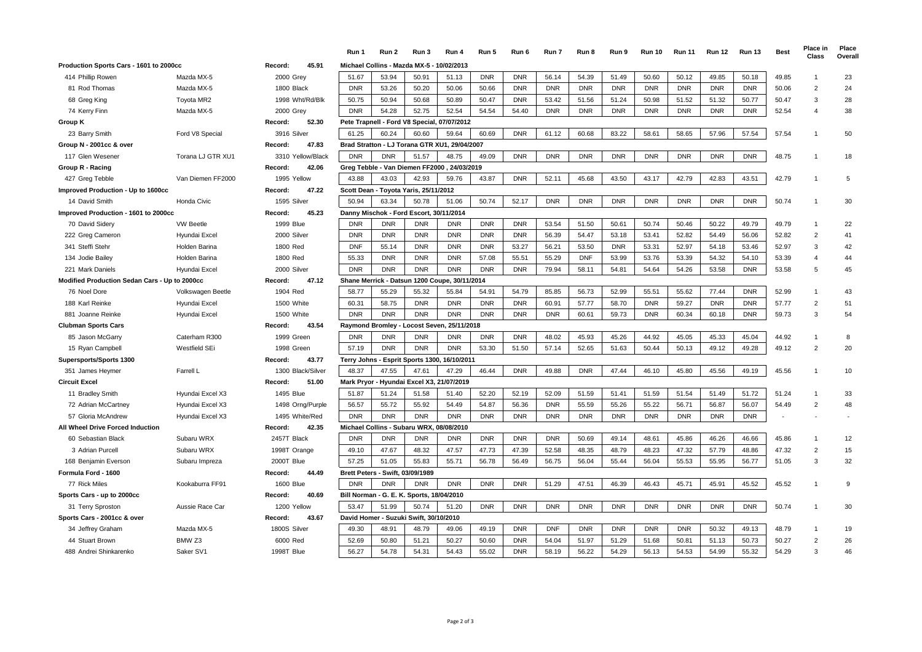| | | | Run 1 | Run 2 | Run 3 | Run 4 | Run 5 | Run 6 | Run 7 | Run 8 | Run 9 | Run 10 | Run 11 | Run 12 | Run 13 | Best | Place in Class | Place Overall |
|---|---|---|---|---|---|---|---|---|---|---|---|---|---|---|---|---|---|---|---|
| **Production Sports Cars - 1601 to 2000cc** | | **Record: 45.91** | **Michael Collins - Mazda MX-5 - 10/02/2013** | | | | | | | | | | | | | | | |
| 414 Phillip Rowen | Mazda MX-5 | 2000 Grey | 51.67 | 53.94 | 50.91 | 51.13 | DNR | DNR | 56.14 | 54.39 | 51.49 | 50.60 | 50.12 | 49.85 | 50.18 | 49.85 | 1 | 23 |
| 81 Rod Thomas | Mazda MX-5 | 1800 Black | DNR | 53.26 | 50.20 | 50.06 | 50.66 | DNR | DNR | DNR | DNR | DNR | DNR | DNR | DNR | 50.06 | 2 | 24 |
| 68 Greg King | Toyota MR2 | 1998 Wht/Rd/Blk | 50.75 | 50.94 | 50.68 | 50.89 | 50.47 | DNR | 53.42 | 51.56 | 51.24 | 50.98 | 51.52 | 51.32 | 50.77 | 50.47 | 3 | 28 |
| 74 Kerry Finn | Mazda MX-5 | 2000 Grey | DNR | 54.28 | 52.75 | 52.54 | 54.54 | 54.40 | DNR | DNR | DNR | DNR | DNR | DNR | DNR | 52.54 | 4 | 38 |
| **Group K** | | **Record: 52.30** | **Pete Trapnell - Ford V8 Special, 07/07/2012** | | | | | | | | | | | | | | | |
| 23 Barry Smith | Ford V8 Special | 3916 Silver | 61.25 | 60.24 | 60.60 | 59.64 | 60.69 | DNR | 61.12 | 60.68 | 83.22 | 58.61 | 58.65 | 57.96 | 57.54 | 57.54 | 1 | 50 |
| **Group N - 2001cc & over** | | **Record: 47.83** | **Brad Stratton - LJ Torana GTR XU1, 29/04/2007** | | | | | | | | | | | | | | | |
| 117 Glen Wesener | Torana LJ GTR XU1 | 3310 Yellow/Black | DNR | DNR | 51.57 | 48.75 | 49.09 | DNR | DNR | DNR | DNR | DNR | DNR | DNR | DNR | 48.75 | 1 | 18 |
| **Group R - Racing** | | **Record: 42.06** | **Greg Tebble - Van Diemen FF2000 , 24/03/2019** | | | | | | | | | | | | | | | |
| 427 Greg Tebble | Van Diemen FF2000 | 1995 Yellow | 43.88 | 43.03 | 42.93 | 59.76 | 43.87 | DNR | 52.11 | 45.68 | 43.50 | 43.17 | 42.79 | 42.83 | 43.51 | 42.79 | 1 | 5 |
| **Improved Production - Up to 1600cc** | | **Record: 47.22** | **Scott Dean - Toyota Yaris, 25/11/2012** | | | | | | | | | | | | | | | |
| 14 David Smith | Honda Civic | 1595 Silver | 50.94 | 63.34 | 50.78 | 51.06 | 50.74 | 52.17 | DNR | DNR | DNR | DNR | DNR | DNR | DNR | 50.74 | 1 | 30 |
| **Improved Production - 1601 to 2000cc** | | **Record: 45.23** | **Danny Mischok - Ford Escort, 30/11/2014** | | | | | | | | | | | | | | | |
| 70 David Sidery | VW Beetle | 1999 Blue | DNR | DNR | DNR | DNR | DNR | DNR | 53.54 | 51.50 | 50.61 | 50.74 | 50.46 | 50.22 | 49.79 | 49.79 | 1 | 22 |
| 222 Greg Cameron | Hyundai Excel | 2000 Silver | DNR | DNR | DNR | DNR | DNR | DNR | 56.39 | 54.47 | 53.18 | 53.41 | 52.82 | 54.49 | 56.06 | 52.82 | 2 | 41 |
| 341 Steffi Stehr | Holden Barina | 1800 Red | DNF | 55.14 | DNR | DNR | DNR | 53.27 | 56.21 | 53.50 | DNR | 53.31 | 52.97 | 54.18 | 53.46 | 52.97 | 3 | 42 |
| 134 Jodie Bailey | Holden Barina | 1800 Red | 55.33 | DNR | DNR | DNR | 57.08 | 55.51 | 55.29 | DNF | 53.99 | 53.76 | 53.39 | 54.32 | 54.10 | 53.39 | 4 | 44 |
| 221 Mark Daniels | Hyundai Excel | 2000 Silver | DNR | DNR | DNR | DNR | DNR | DNR | 79.94 | 58.11 | 54.81 | 54.64 | 54.26 | 53.58 | DNR | 53.58 | 5 | 45 |
| **Modified Production Sedan Cars - Up to 2000cc** | | **Record: 47.12** | **Shane Merrick - Datsun 1200 Coupe, 30/11/2014** | | | | | | | | | | | | | | | |
| 76 Noel Dore | Volkswagen Beetle | 1904 Red | 58.77 | 55.29 | 55.32 | 55.84 | 54.91 | 54.79 | 85.85 | 56.73 | 52.99 | 55.51 | 55.62 | 77.44 | DNR | 52.99 | 1 | 43 |
| 188 Karl Reinke | Hyundai Excel | 1500 White | 60.31 | 58.75 | DNR | DNR | DNR | DNR | 60.91 | 57.77 | 58.70 | DNR | 59.27 | DNR | DNR | 57.77 | 2 | 51 |
| 881 Joanne Reinke | Hyundai Excel | 1500 White | DNR | DNR | DNR | DNR | DNR | DNR | DNR | 60.61 | 59.73 | DNR | 60.34 | 60.18 | DNR | 59.73 | 3 | 54 |
| **Clubman Sports Cars** | | **Record: 43.54** | **Raymond Bromley - Locost Seven, 25/11/2018** | | | | | | | | | | | | | | | |
| 85 Jason McGarry | Caterham R300 | 1999 Green | DNR | DNR | DNR | DNR | DNR | DNR | 48.02 | 45.93 | 45.26 | 44.92 | 45.05 | 45.33 | 45.04 | 44.92 | 1 | 8 |
| 15 Ryan Campbell | Westfield SEi | 1998 Green | 57.19 | DNR | DNR | DNR | 53.30 | 51.50 | 57.14 | 52.65 | 51.63 | 50.44 | 50.13 | 49.12 | 49.28 | 49.12 | 2 | 20 |
| **Supersports/Sports 1300** | | **Record: 43.77** | **Terry Johns - Esprit Sports 1300, 16/10/2011** | | | | | | | | | | | | | | | |
| 351 James Heymer | Farrell L | 1300 Black/Silver | 48.37 | 47.55 | 47.61 | 47.29 | 46.44 | DNR | 49.88 | DNR | 47.44 | 46.10 | 45.80 | 45.56 | 49.19 | 45.56 | 1 | 10 |
| **Circuit Excel** | | **Record: 51.00** | **Mark Pryor - Hyundai Excel X3, 21/07/2019** | | | | | | | | | | | | | | | |
| 11 Bradley Smith | Hyundai Excel X3 | 1495 Blue | 51.87 | 51.24 | 51.58 | 51.40 | 52.20 | 52.19 | 52.09 | 51.59 | 51.41 | 51.59 | 51.54 | 51.49 | 51.72 | 51.24 | 1 | 33 |
| 72 Adrian McCartney | Hyundai Excel X3 | 1498 Orng/Purple | 56.57 | 55.72 | 55.92 | 54.49 | 54.87 | 56.36 | DNR | 55.59 | 55.26 | 55.22 | 56.71 | 56.87 | 56.07 | 54.49 | 2 | 48 |
| 57 Gloria McAndrew | Hyundai Excel X3 | 1495 White/Red | DNR | DNR | DNR | DNR | DNR | DNR | DNR | DNR | DNR | DNR | DNR | DNR | DNR | - | - | - |
| **All Wheel Drive Forced Induction** | | **Record: 42.35** | **Michael Collins - Subaru WRX, 08/08/2010** | | | | | | | | | | | | | | | |
| 60 Sebastian Black | Subaru WRX | 2457T Black | DNR | DNR | DNR | DNR | DNR | DNR | DNR | 50.69 | 49.14 | 48.61 | 45.86 | 46.26 | 46.66 | 45.86 | 1 | 12 |
| 3 Adrian Purcell | Subaru WRX | 1998T Orange | 49.10 | 47.67 | 48.32 | 47.57 | 47.73 | 47.39 | 52.58 | 48.35 | 48.79 | 48.23 | 47.32 | 57.79 | 48.86 | 47.32 | 2 | 15 |
| 168 Benjamin Everson | Subaru Impreza | 2000T Blue | 57.25 | 51.05 | 55.83 | 55.71 | 56.78 | 56.49 | 56.75 | 56.04 | 55.44 | 56.04 | 55.53 | 55.95 | 56.77 | 51.05 | 3 | 32 |
| **Formula Ford - 1600** | | **Record: 44.49** | **Brett Peters - Swift, 03/09/1989** | | | | | | | | | | | | | | | |
| 77 Rick Miles | Kookaburra FF91 | 1600 Blue | DNR | DNR | DNR | DNR | DNR | DNR | 51.29 | 47.51 | 46.39 | 46.43 | 45.71 | 45.91 | 45.52 | 45.52 | 1 | 9 |
| **Sports Cars - up to 2000cc** | | **Record: 40.69** | **Bill Norman - G. E. K. Sports, 18/04/2010** | | | | | | | | | | | | | | | |
| 31 Terry Sproston | Aussie Race Car | 1200 Yellow | 53.47 | 51.99 | 50.74 | 51.20 | DNR | DNR | DNR | DNR | DNR | DNR | DNR | DNR | DNR | 50.74 | 1 | 30 |
| **Sports Cars - 2001cc & over** | | **Record: 43.67** | **David Homer - Suzuki Swift, 30/10/2010** | | | | | | | | | | | | | | | |
| 34 Jeffrey Graham | Mazda MX-5 | 1800S Silver | 49.30 | 48.91 | 48.79 | 49.06 | 49.19 | DNR | DNF | DNR | DNR | DNR | DNR | 50.32 | 49.13 | 48.79 | 1 | 19 |
| 44 Stuart Brown | BMW Z3 | 6000 Red | 52.69 | 50.80 | 51.21 | 50.27 | 50.60 | DNR | 54.04 | 51.97 | 51.29 | 51.68 | 50.81 | 51.13 | 50.73 | 50.27 | 2 | 26 |
| 488 Andrei Shinkarenko | Saker SV1 | 1998T Blue | 56.27 | 54.78 | 54.31 | 54.43 | 55.02 | DNR | 58.19 | 56.22 | 54.29 | 56.13 | 54.53 | 54.99 | 55.32 | 54.29 | 3 | 46 |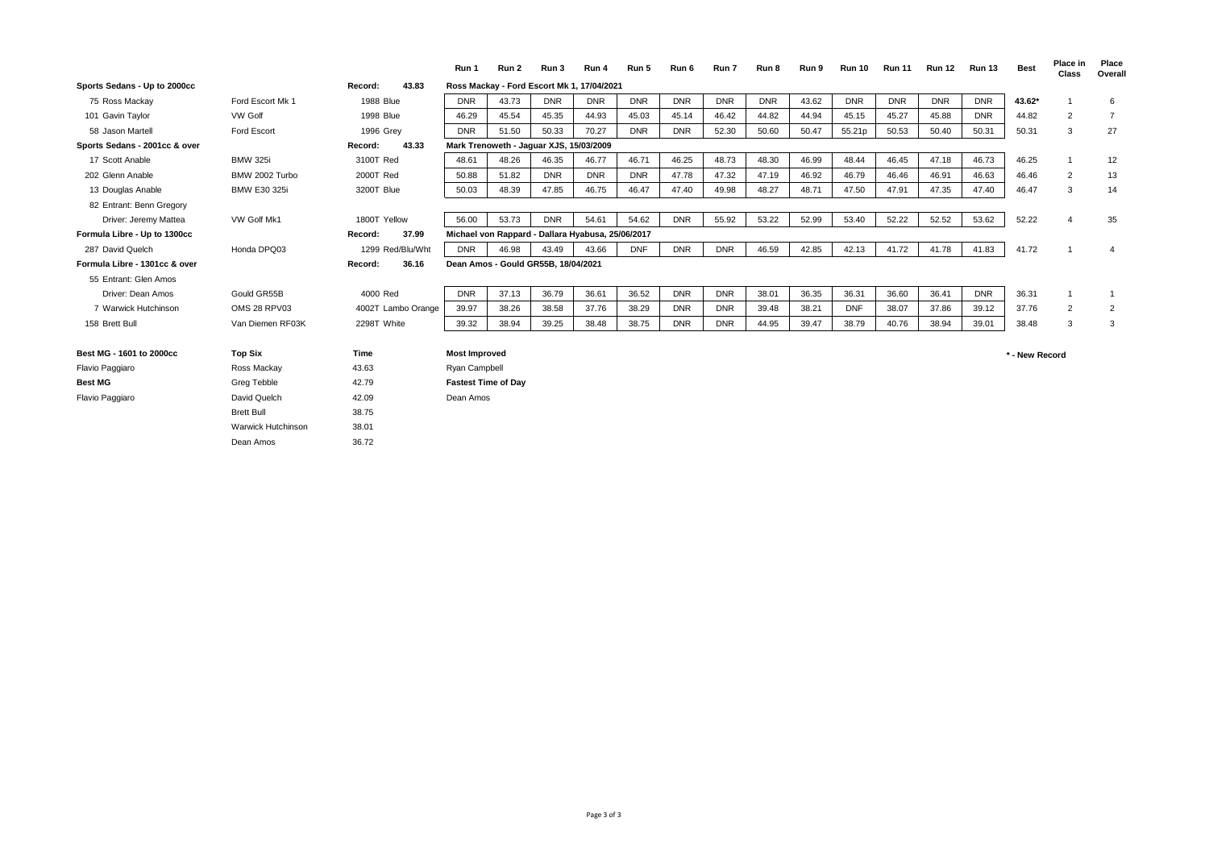| | | | Run 1 | Run 2 | Run 3 | Run 4 | Run 5 | Run 6 | Run 7 | Run 8 | Run 9 | Run 10 | Run 11 | Run 12 | Run 13 | Best | Place in Class | Place Overall |
|---|---|---|---|---|---|---|---|---|---|---|---|---|---|---|---|---|---|---|---|
| **Sports Sedans - Up to 2000cc** | | **Record: 43.83** | **Ross Mackay - Ford Escort Mk 1, 17/04/2021** | | | | | | | | | | | | | | | |
| 75 Ross Mackay | Ford Escort Mk 1 | 1988 Blue | DNR | 43.73 | DNR | DNR | DNR | DNR | DNR | DNR | 43.62 | DNR | DNR | DNR | DNR | **43.62*** | 1 | 6 |
| 101 Gavin Taylor | VW Golf | 1998 Blue | 46.29 | 45.54 | 45.35 | 44.93 | 45.03 | 45.14 | 46.42 | 44.82 | 44.94 | 45.15 | 45.27 | 45.88 | DNR | 44.82 | 2 | 7 |
| 58 Jason Martell | Ford Escort | 1996 Grey | DNR | 51.50 | 50.33 | 70.27 | DNR | DNR | 52.30 | 50.60 | 50.47 | 55.21p | 50.53 | 50.40 | 50.31 | 50.31 | 3 | 27 |
| **Sports Sedans - 2001cc & over** | | **Record: 43.33** | **Mark Trenoweth - Jaguar XJS, 15/03/2009** | | | | | | | | | | | | | | | |
| 17 Scott Anable | BMW 325i | 3100T Red | 48.61 | 48.26 | 46.35 | 46.77 | 46.71 | 46.25 | 48.73 | 48.30 | 46.99 | 48.44 | 46.45 | 47.18 | 46.73 | 46.25 | 1 | 12 |
| 202 Glenn Anable | BMW 2002 Turbo | 2000T Red | 50.88 | 51.82 | DNR | DNR | DNR | 47.78 | 47.32 | 47.19 | 46.92 | 46.79 | 46.46 | 46.91 | 46.63 | 46.46 | 2 | 13 |
| 13 Douglas Anable | BMW E30 325i | 3200T Blue | 50.03 | 48.39 | 47.85 | 46.75 | 46.47 | 47.40 | 49.98 | 48.27 | 48.71 | 47.50 | 47.91 | 47.35 | 47.40 | 46.47 | 3 | 14 |
| 82 Entrant: Benn Gregory | | | | | | | | | | | | | | | | | | |
| Driver: Jeremy Mattea | VW Golf Mk1 | 1800T Yellow | 56.00 | 53.73 | DNR | 54.61 | 54.62 | DNR | 55.92 | 53.22 | 52.99 | 53.40 | 52.22 | 52.52 | 53.62 | 52.22 | 4 | 35 |
| **Formula Libre - Up to 1300cc** | | **Record: 37.99** | **Michael von Rappard - Dallara Hyabusa, 25/06/2017** | | | | | | | | | | | | | | | |
| 287 David Quelch | Honda DPQ03 | 1299 Red/Blu/Wht | DNR | 46.98 | 43.49 | 43.66 | DNF | DNR | DNR | 46.59 | 42.85 | 42.13 | 41.72 | 41.78 | 41.83 | 41.72 | 1 | 4 |
| **Formula Libre - 1301cc & over** | | **Record: 36.16** | **Dean Amos - Gould GR55B, 18/04/2021** | | | | | | | | | | | | | | | |
| 55 Entrant: Glen Amos | | | | | | | | | | | | | | | | | | |
| Driver: Dean Amos | Gould GR55B | 4000 Red | DNR | 37.13 | 36.79 | 36.61 | 36.52 | DNR | DNR | 38.01 | 36.35 | 36.31 | 36.60 | 36.41 | DNR | 36.31 | 1 | 1 |
| 7 Warwick Hutchinson | OMS 28 RPV03 | 4002T Lambo Orange | 39.97 | 38.26 | 38.58 | 37.76 | 38.29 | DNR | DNR | 39.48 | 38.21 | DNF | 38.07 | 37.86 | 39.12 | 37.76 | 2 | 2 |
| 158 Brett Bull | Van Diemen RF03K | 2298T White | 39.32 | 38.94 | 39.25 | 38.48 | 38.75 | DNR | DNR | 44.95 | 39.47 | 38.79 | 40.76 | 38.94 | 39.01 | 38.48 | 3 | 3 |

| **Best MG - 1601 to 2000cc** | **Top Six** | **Time** | **Most Improved** |
|---|---|---|---|
| Flavio Paggiaro | Ross Mackay | 43.63 | Ryan Campbell |
| **Best MG** | Greg Tebble | 42.79 | **Fastest Time of Day** |
| Flavio Paggiaro | David Quelch | 42.09 | Dean Amos |
| | Brett Bull | 38.75 | |
| | Warwick Hutchinson | 38.01 | |
| | Dean Amos | 36.72 | |

* - New Record